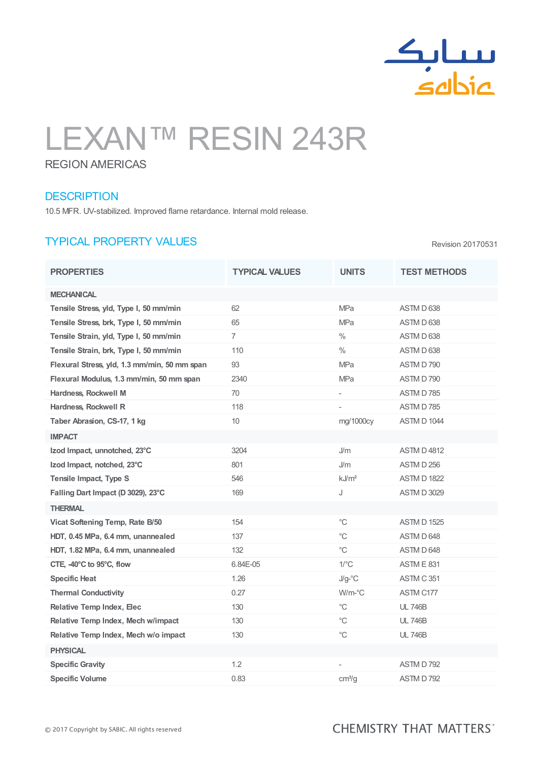# LEXAN™ RESIN 243R

REGION AMERICAS

## DESCRIPTION

10.5 MFR. UV-stabilized. Improved flame retardance. Internal mold release.

## TYPICAL PROPERTY VALUES

Revision 20170531

| PROPERTIES | TYPICAL VALUES | UNITS | TEST METHODS |
|---|---|---|---|
| **MECHANICAL** | | | |
| **Tensile Stress, yld, Type I, 50 mm/min** | 62 | MPa | ASTM D 638 |
| **Tensile Stress, brk, Type I, 50 mm/min** | 65 | MPa | ASTM D 638 |
| **Tensile Strain, yld, Type I, 50 mm/min** | 7 | % | ASTM D 638 |
| **Tensile Strain, brk, Type I, 50 mm/min** | 110 | % | ASTM D 638 |
| **Flexural Stress, yld, 1.3 mm/min, 50 mm span** | 93 | MPa | ASTM D 790 |
| **Flexural Modulus, 1.3 mm/min, 50 mm span** | 2340 | MPa | ASTM D 790 |
| **Hardness, Rockwell M** | 70 | - | ASTM D 785 |
| **Hardness, Rockwell R** | 118 | - | ASTM D 785 |
| **Taber Abrasion, CS-17, 1 kg** | 10 | mg/1000cy | ASTM D 1044 |
| **IMPACT** | | | |
| **Izod Impact, unnotched, 23°C** | 3204 | J/m | ASTM D 4812 |
| **Izod Impact, notched, 23°C** | 801 | J/m | ASTM D 256 |
| **Tensile Impact, Type S** | 546 | kJ/m² | ASTM D 1822 |
| **Falling Dart Impact (D 3029), 23°C** | 169 | J | ASTM D 3029 |
| **THERMAL** | | | |
| **Vicat Softening Temp, Rate B/50** | 154 | °C | ASTM D 1525 |
| **HDT, 0.45 MPa, 6.4 mm, unannealed** | 137 | °C | ASTM D 648 |
| **HDT, 1.82 MPa, 6.4 mm, unannealed** | 132 | °C | ASTM D 648 |
| **CTE, -40°C to 95°C, flow** | 6.84E-05 | 1/°C | ASTM E 831 |
| **Specific Heat** | 1.26 | J/g-°C | ASTM C 351 |
| **Thermal Conductivity** | 0.27 | W/m-°C | ASTM C177 |
| **Relative Temp Index, Elec** | 130 | °C | UL 746B |
| **Relative Temp Index, Mech w/impact** | 130 | °C | UL 746B |
| **Relative Temp Index, Mech w/o impact** | 130 | °C | UL 746B |
| **PHYSICAL** | | | |
| **Specific Gravity** | 1.2 | - | ASTM D 792 |
| **Specific Volume** | 0.83 | cm³/g | ASTM D 792 |

© 2017 Copyright by SABIC. All rights reserved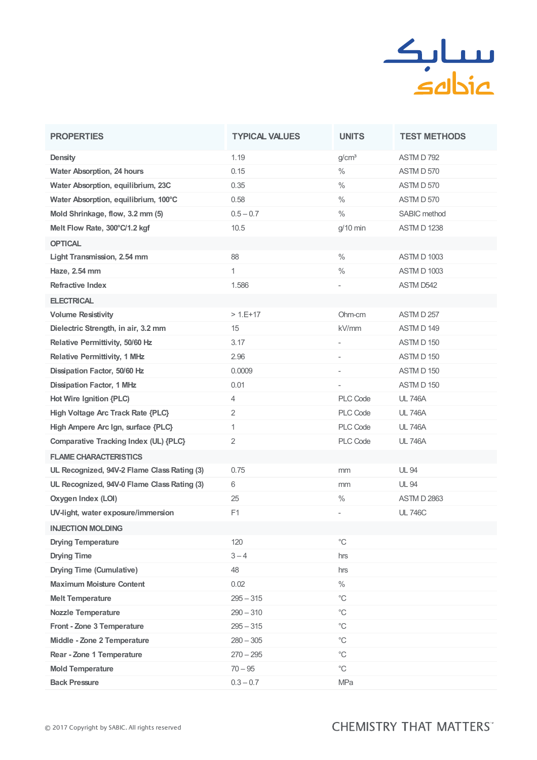| PROPERTIES | TYPICAL VALUES | UNITS | TEST METHODS |
|---|---|---|---|
| Density | 1.19 | g/cm³ | ASTM D 792 |
| Water Absorption, 24 hours | 0.15 | % | ASTM D 570 |
| Water Absorption, equilibrium, 23C | 0.35 | % | ASTM D 570 |
| Water Absorption, equilibrium, 100°C | 0.58 | % | ASTM D 570 |
| Mold Shrinkage, flow, 3.2 mm (5) | 0.5 – 0.7 | % | SABIC method |
| Melt Flow Rate, 300°C/1.2 kgf | 10.5 | g/10 min | ASTM D 1238 |
| OPTICAL | | | |
| Light Transmission, 2.54 mm | 88 | % | ASTM D 1003 |
| Haze, 2.54 mm | 1 | % | ASTM D 1003 |
| Refractive Index | 1.586 | - | ASTM D542 |
| ELECTRICAL | | | |
| Volume Resistivity | > 1.E+17 | Ohm-cm | ASTM D 257 |
| Dielectric Strength, in air, 3.2 mm | 15 | kV/mm | ASTM D 149 |
| Relative Permittivity, 50/60 Hz | 3.17 | - | ASTM D 150 |
| Relative Permittivity, 1 MHz | 2.96 | - | ASTM D 150 |
| Dissipation Factor, 50/60 Hz | 0.0009 | - | ASTM D 150 |
| Dissipation Factor, 1 MHz | 0.01 | - | ASTM D 150 |
| Hot Wire Ignition {PLC) | 4 | PLC Code | UL 746A |
| High Voltage Arc Track Rate {PLC} | 2 | PLC Code | UL 746A |
| High Ampere Arc Ign, surface {PLC} | 1 | PLC Code | UL 746A |
| Comparative Tracking Index (UL) {PLC} | 2 | PLC Code | UL 746A |
| FLAME CHARACTERISTICS | | | |
| UL Recognized, 94V-2 Flame Class Rating (3) | 0.75 | mm | UL 94 |
| UL Recognized, 94V-0 Flame Class Rating (3) | 6 | mm | UL 94 |
| Oxygen Index (LOI) | 25 | % | ASTM D 2863 |
| UV-light, water exposure/immersion | F1 | - | UL 746C |
| INJECTION MOLDING | | | |
| Drying Temperature | 120 | °C | |
| Drying Time | 3 – 4 | hrs | |
| Drying Time (Cumulative) | 48 | hrs | |
| Maximum Moisture Content | 0.02 | % | |
| Melt Temperature | 295 – 315 | °C | |
| Nozzle Temperature | 290 – 310 | °C | |
| Front - Zone 3 Temperature | 295 – 315 | °C | |
| Middle - Zone 2 Temperature | 280 – 305 | °C | |
| Rear - Zone 1 Temperature | 270 – 295 | °C | |
| Mold Temperature | 70 – 95 | °C | |
| Back Pressure | 0.3 – 0.7 | MPa | |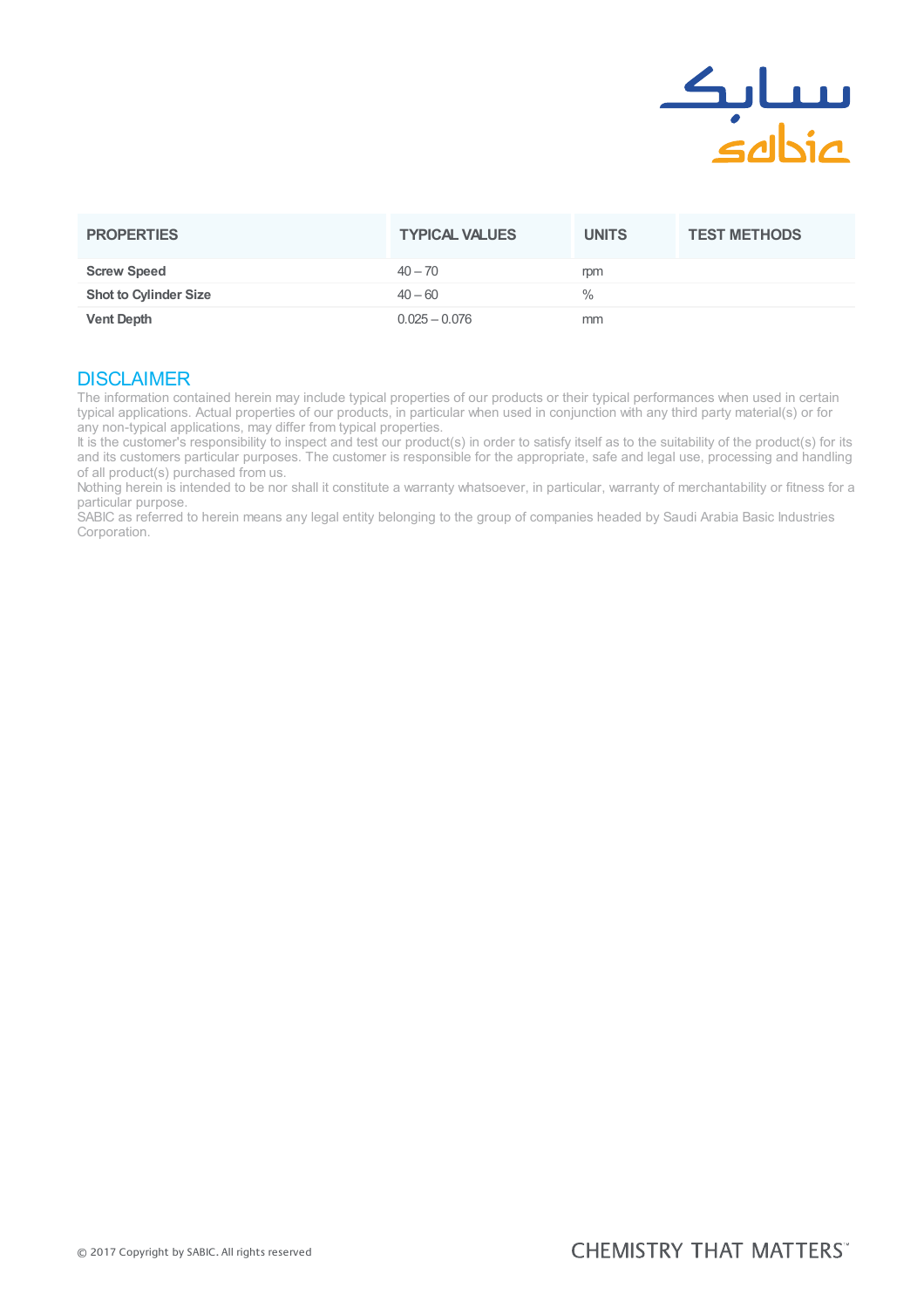| PROPERTIES | TYPICAL VALUES | UNITS | TEST METHODS |
|---|---|---|---|
| **Screw Speed** | 40 – 70 | rpm | |
| **Shot to Cylinder Size** | 40 – 60 | % | |
| **Vent Depth** | 0.025 – 0.076 | mm | |

## DISCLAIMER

The information contained herein may include typical properties of our products or their typical performances when used in certain typical applications. Actual properties of our products, in particular when used in conjunction with any third party material(s) or for any non-typical applications, may differ from typical properties.
It is the customer's responsibility to inspect and test our product(s) in order to satisfy itself as to the suitability of the product(s) for its and its customers particular purposes. The customer is responsible for the appropriate, safe and legal use, processing and handling of all product(s) purchased from us.
Nothing herein is intended to be nor shall it constitute a warranty whatsoever, in particular, warranty of merchantability or fitness for a particular purpose.
SABIC as referred to herein means any legal entity belonging to the group of companies headed by Saudi Arabia Basic Industries Corporation.